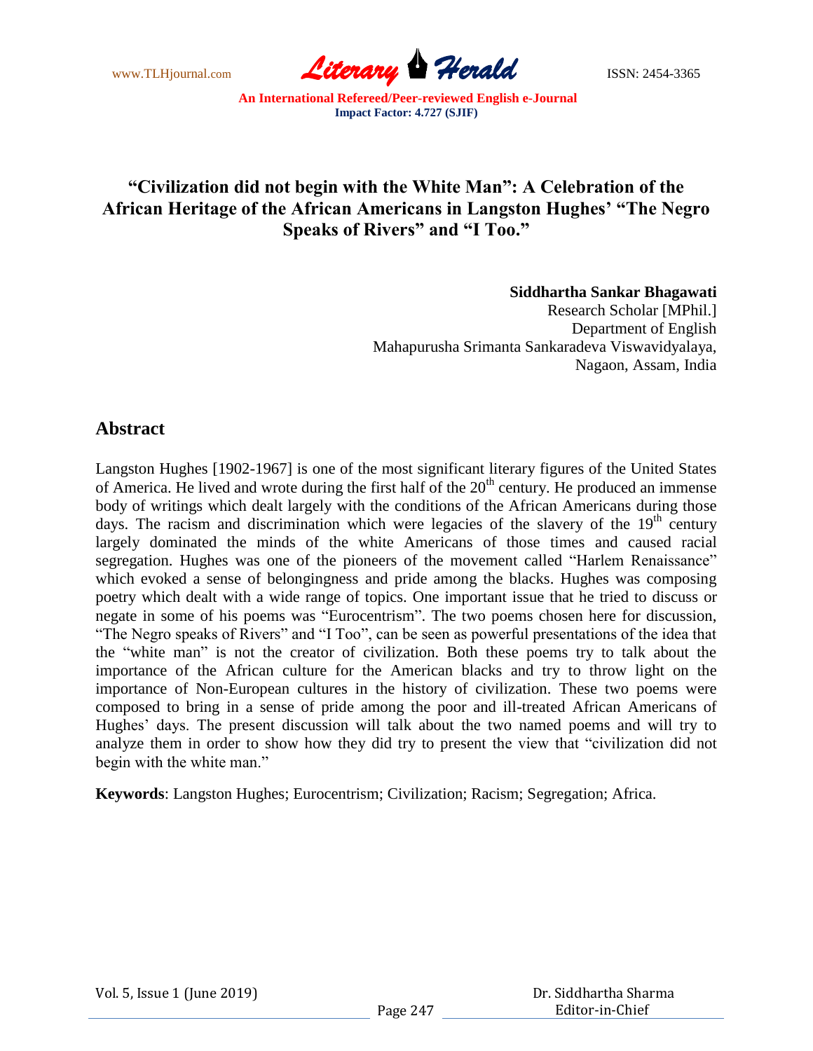# "Civilization did not begin with the White Man": A Celebration of the African Heritage of the African Americans in Langston Hughes' "The Negro Speaks of Rivers" and "I Too."

**Siddhartha Sankar Bhagawati**
Research Scholar [MPhil.]
Department of English
Mahapurusha Srimanta Sankaradeva Viswavidyalaya,
Nagaon, Assam, India

## Abstract

Langston Hughes [1902-1967] is one of the most significant literary figures of the United States of America. He lived and wrote during the first half of the 20th century. He produced an immense body of writings which dealt largely with the conditions of the African Americans during those days. The racism and discrimination which were legacies of the slavery of the 19th century largely dominated the minds of the white Americans of those times and caused racial segregation. Hughes was one of the pioneers of the movement called "Harlem Renaissance" which evoked a sense of belongingness and pride among the blacks. Hughes was composing poetry which dealt with a wide range of topics. One important issue that he tried to discuss or negate in some of his poems was "Eurocentrism". The two poems chosen here for discussion, "The Negro speaks of Rivers" and "I Too", can be seen as powerful presentations of the idea that the "white man" is not the creator of civilization. Both these poems try to talk about the importance of the African culture for the American blacks and try to throw light on the importance of Non-European cultures in the history of civilization. These two poems were composed to bring in a sense of pride among the poor and ill-treated African Americans of Hughes' days. The present discussion will talk about the two named poems and will try to analyze them in order to show how they did try to present the view that "civilization did not begin with the white man."

**Keywords**: Langston Hughes; Eurocentrism; Civilization; Racism; Segregation; Africa.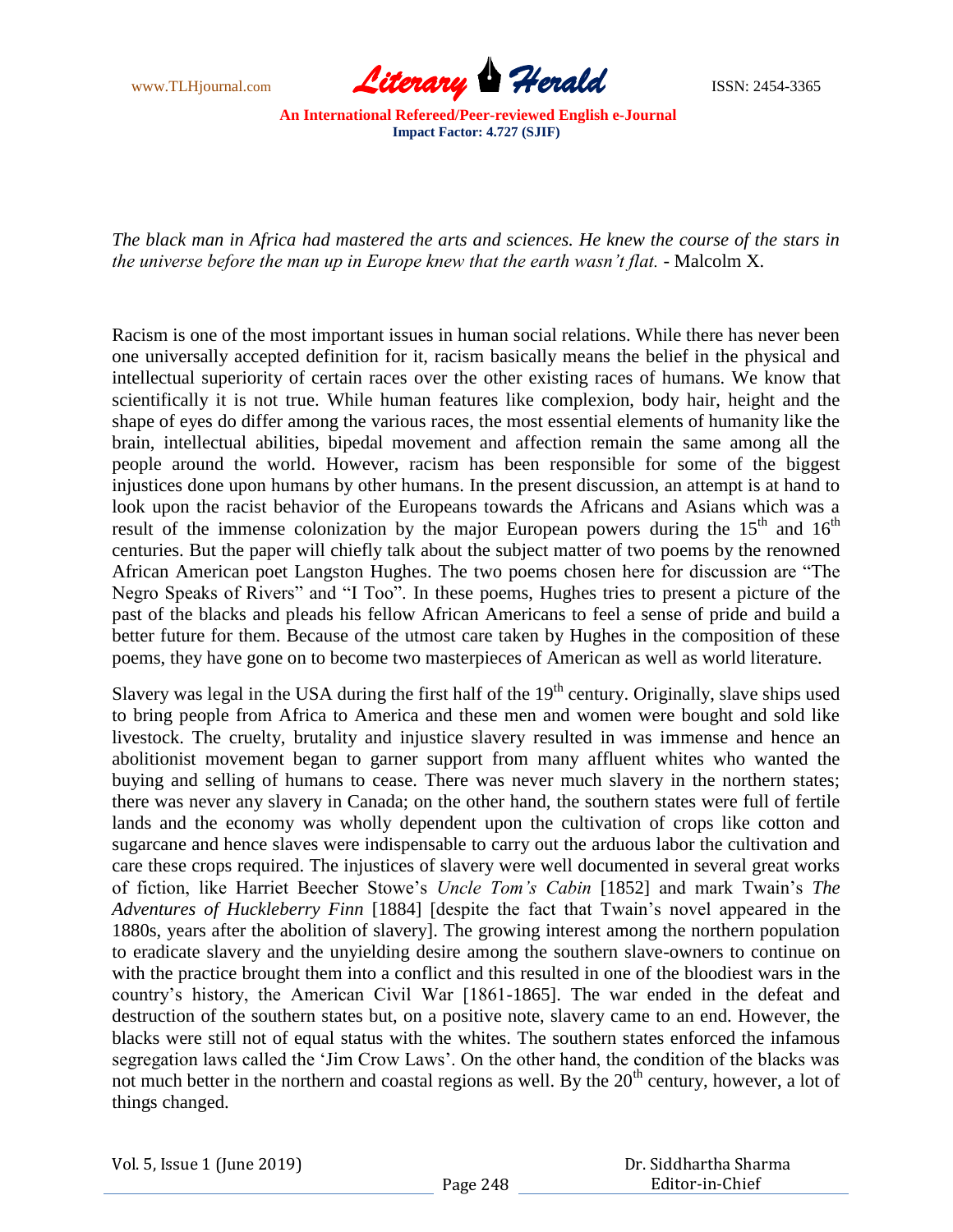*The black man in Africa had mastered the arts and sciences. He knew the course of the stars in the universe before the man up in Europe knew that the earth wasn't flat.* - Malcolm X.

Racism is one of the most important issues in human social relations. While there has never been one universally accepted definition for it, racism basically means the belief in the physical and intellectual superiority of certain races over the other existing races of humans. We know that scientifically it is not true. While human features like complexion, body hair, height and the shape of eyes do differ among the various races, the most essential elements of humanity like the brain, intellectual abilities, bipedal movement and affection remain the same among all the people around the world. However, racism has been responsible for some of the biggest injustices done upon humans by other humans. In the present discussion, an attempt is at hand to look upon the racist behavior of the Europeans towards the Africans and Asians which was a result of the immense colonization by the major European powers during the 15th and 16th centuries. But the paper will chiefly talk about the subject matter of two poems by the renowned African American poet Langston Hughes. The two poems chosen here for discussion are "The Negro Speaks of Rivers" and "I Too". In these poems, Hughes tries to present a picture of the past of the blacks and pleads his fellow African Americans to feel a sense of pride and build a better future for them. Because of the utmost care taken by Hughes in the composition of these poems, they have gone on to become two masterpieces of American as well as world literature.

Slavery was legal in the USA during the first half of the 19th century. Originally, slave ships used to bring people from Africa to America and these men and women were bought and sold like livestock. The cruelty, brutality and injustice slavery resulted in was immense and hence an abolitionist movement began to garner support from many affluent whites who wanted the buying and selling of humans to cease. There was never much slavery in the northern states; there was never any slavery in Canada; on the other hand, the southern states were full of fertile lands and the economy was wholly dependent upon the cultivation of crops like cotton and sugarcane and hence slaves were indispensable to carry out the arduous labor the cultivation and care these crops required. The injustices of slavery were well documented in several great works of fiction, like Harriet Beecher Stowe's *Uncle Tom's Cabin* [1852] and mark Twain's *The Adventures of Huckleberry Finn* [1884] [despite the fact that Twain's novel appeared in the 1880s, years after the abolition of slavery]. The growing interest among the northern population to eradicate slavery and the unyielding desire among the southern slave-owners to continue on with the practice brought them into a conflict and this resulted in one of the bloodiest wars in the country's history, the American Civil War [1861-1865]. The war ended in the defeat and destruction of the southern states but, on a positive note, slavery came to an end. However, the blacks were still not of equal status with the whites. The southern states enforced the infamous segregation laws called the 'Jim Crow Laws'. On the other hand, the condition of the blacks was not much better in the northern and coastal regions as well. By the 20th century, however, a lot of things changed.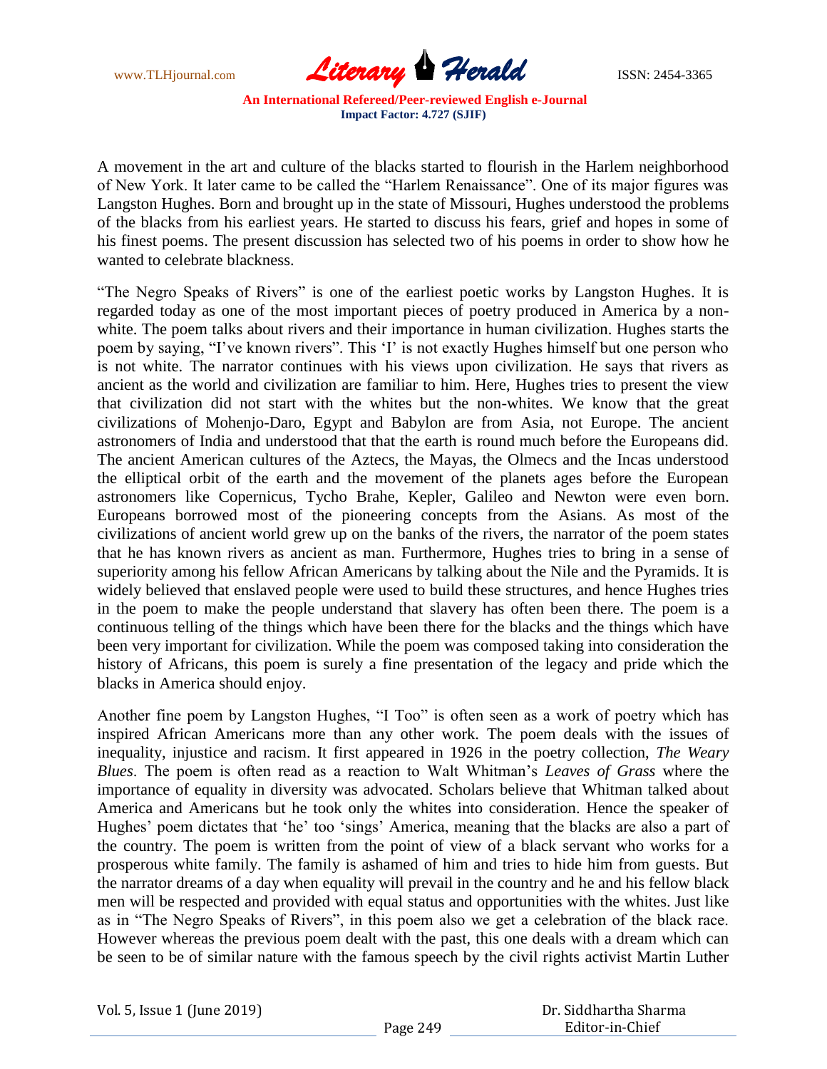A movement in the art and culture of the blacks started to flourish in the Harlem neighborhood of New York. It later came to be called the “Harlem Renaissance”. One of its major figures was Langston Hughes. Born and brought up in the state of Missouri, Hughes understood the problems of the blacks from his earliest years. He started to discuss his fears, grief and hopes in some of his finest poems. The present discussion has selected two of his poems in order to show how he wanted to celebrate blackness.

“The Negro Speaks of Rivers” is one of the earliest poetic works by Langston Hughes. It is regarded today as one of the most important pieces of poetry produced in America by a non-white. The poem talks about rivers and their importance in human civilization. Hughes starts the poem by saying, “I’ve known rivers”. This ‘I’ is not exactly Hughes himself but one person who is not white. The narrator continues with his views upon civilization. He says that rivers as ancient as the world and civilization are familiar to him. Here, Hughes tries to present the view that civilization did not start with the whites but the non-whites. We know that the great civilizations of Mohenjo-Daro, Egypt and Babylon are from Asia, not Europe. The ancient astronomers of India and understood that that the earth is round much before the Europeans did. The ancient American cultures of the Aztecs, the Mayas, the Olmecs and the Incas understood the elliptical orbit of the earth and the movement of the planets ages before the European astronomers like Copernicus, Tycho Brahe, Kepler, Galileo and Newton were even born. Europeans borrowed most of the pioneering concepts from the Asians. As most of the civilizations of ancient world grew up on the banks of the rivers, the narrator of the poem states that he has known rivers as ancient as man. Furthermore, Hughes tries to bring in a sense of superiority among his fellow African Americans by talking about the Nile and the Pyramids. It is widely believed that enslaved people were used to build these structures, and hence Hughes tries in the poem to make the people understand that slavery has often been there. The poem is a continuous telling of the things which have been there for the blacks and the things which have been very important for civilization. While the poem was composed taking into consideration the history of Africans, this poem is surely a fine presentation of the legacy and pride which the blacks in America should enjoy.

Another fine poem by Langston Hughes, “I Too” is often seen as a work of poetry which has inspired African Americans more than any other work. The poem deals with the issues of inequality, injustice and racism. It first appeared in 1926 in the poetry collection, *The Weary Blues*. The poem is often read as a reaction to Walt Whitman’s *Leaves of Grass* where the importance of equality in diversity was advocated. Scholars believe that Whitman talked about America and Americans but he took only the whites into consideration. Hence the speaker of Hughes’ poem dictates that ‘he’ too ‘sings’ America, meaning that the blacks are also a part of the country. The poem is written from the point of view of a black servant who works for a prosperous white family. The family is ashamed of him and tries to hide him from guests. But the narrator dreams of a day when equality will prevail in the country and he and his fellow black men will be respected and provided with equal status and opportunities with the whites. Just like as in “The Negro Speaks of Rivers”, in this poem also we get a celebration of the black race. However whereas the previous poem dealt with the past, this one deals with a dream which can be seen to be of similar nature with the famous speech by the civil rights activist Martin Luther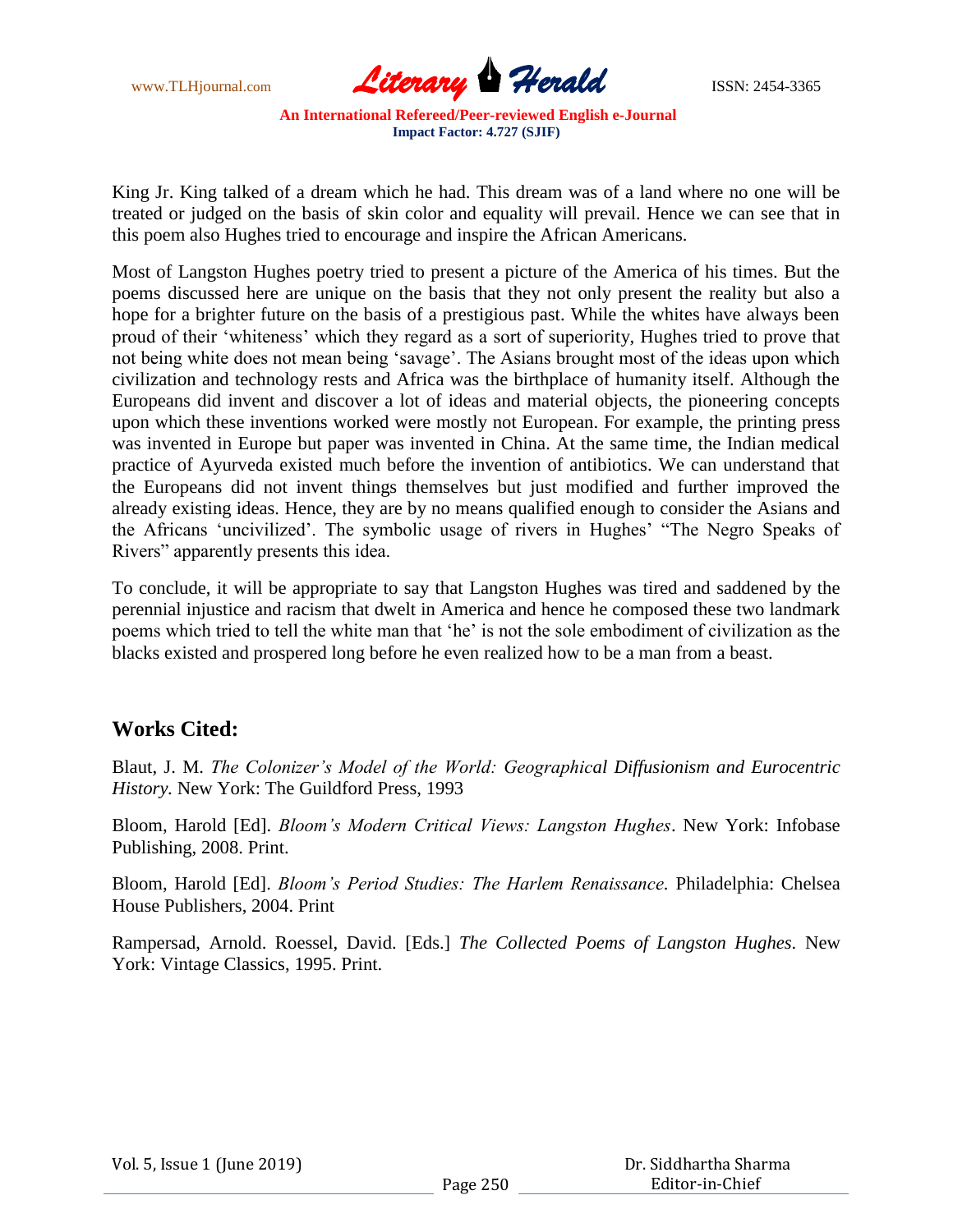King Jr. King talked of a dream which he had. This dream was of a land where no one will be treated or judged on the basis of skin color and equality will prevail. Hence we can see that in this poem also Hughes tried to encourage and inspire the African Americans.

Most of Langston Hughes poetry tried to present a picture of the America of his times. But the poems discussed here are unique on the basis that they not only present the reality but also a hope for a brighter future on the basis of a prestigious past. While the whites have always been proud of their 'whiteness' which they regard as a sort of superiority, Hughes tried to prove that not being white does not mean being 'savage'. The Asians brought most of the ideas upon which civilization and technology rests and Africa was the birthplace of humanity itself. Although the Europeans did invent and discover a lot of ideas and material objects, the pioneering concepts upon which these inventions worked were mostly not European. For example, the printing press was invented in Europe but paper was invented in China. At the same time, the Indian medical practice of Ayurveda existed much before the invention of antibiotics. We can understand that the Europeans did not invent things themselves but just modified and further improved the already existing ideas. Hence, they are by no means qualified enough to consider the Asians and the Africans 'uncivilized'. The symbolic usage of rivers in Hughes' "The Negro Speaks of Rivers" apparently presents this idea.

To conclude, it will be appropriate to say that Langston Hughes was tired and saddened by the perennial injustice and racism that dwelt in America and hence he composed these two landmark poems which tried to tell the white man that 'he' is not the sole embodiment of civilization as the blacks existed and prospered long before he even realized how to be a man from a beast.

## Works Cited:

Blaut, J. M. *The Colonizer's Model of the World: Geographical Diffusionism and Eurocentric History*. New York: The Guildford Press, 1993

Bloom, Harold [Ed]. *Bloom's Modern Critical Views: Langston Hughes*. New York: Infobase Publishing, 2008. Print.

Bloom, Harold [Ed]. *Bloom's Period Studies: The Harlem Renaissance*. Philadelphia: Chelsea House Publishers, 2004. Print

Rampersad, Arnold. Roessel, David. [Eds.] *The Collected Poems of Langston Hughes*. New York: Vintage Classics, 1995. Print.